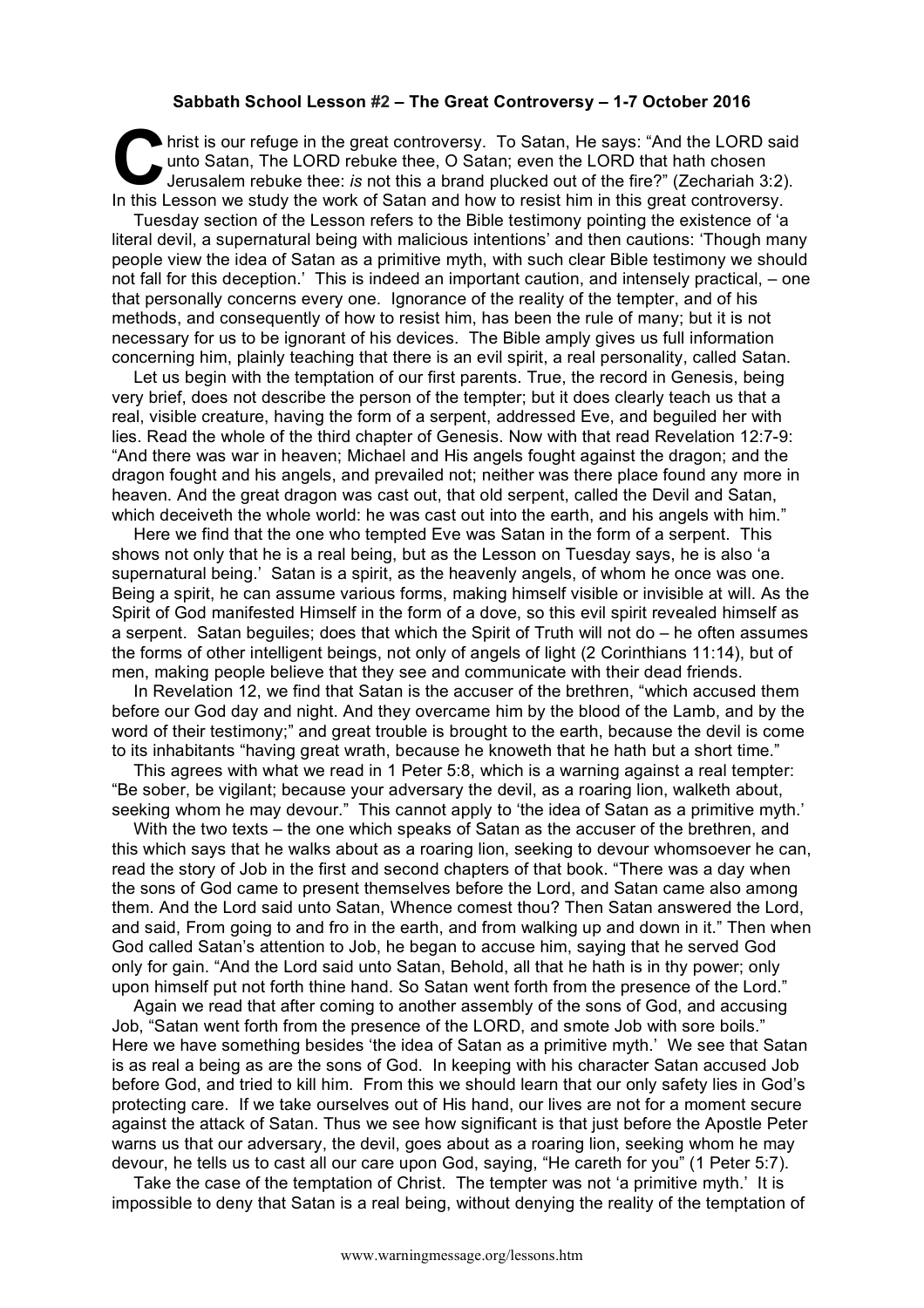**Sabbath School Lesson #2 – The Great Controversy – 1-7 October 2016**

Christ is our refuge in the great controversy. To Satan, He says: "And the LORD said unto Satan, The LORD rebuke thee, O Satan; even the LORD that hath chosen Jerusalem rebuke thee: *is* not this a brand plucked out of the fire?" (Zechariah 3:2). In this Lesson we study the work of Satan and how to resist him in this great controversy.

Tuesday section of the Lesson refers to the Bible testimony pointing the existence of 'a literal devil, a supernatural being with malicious intentions' and then cautions: 'Though many people view the idea of Satan as a primitive myth, with such clear Bible testimony we should not fall for this deception.' This is indeed an important caution, and intensely practical, – one that personally concerns every one. Ignorance of the reality of the tempter, and of his methods, and consequently of how to resist him, has been the rule of many; but it is not necessary for us to be ignorant of his devices. The Bible amply gives us full information concerning him, plainly teaching that there is an evil spirit, a real personality, called Satan.

Let us begin with the temptation of our first parents. True, the record in Genesis, being very brief, does not describe the person of the tempter; but it does clearly teach us that a real, visible creature, having the form of a serpent, addressed Eve, and beguiled her with lies. Read the whole of the third chapter of Genesis. Now with that read Revelation 12:7-9: "And there was war in heaven; Michael and His angels fought against the dragon; and the dragon fought and his angels, and prevailed not; neither was there place found any more in heaven. And the great dragon was cast out, that old serpent, called the Devil and Satan, which deceiveth the whole world: he was cast out into the earth, and his angels with him."

Here we find that the one who tempted Eve was Satan in the form of a serpent. This shows not only that he is a real being, but as the Lesson on Tuesday says, he is also 'a supernatural being.' Satan is a spirit, as the heavenly angels, of whom he once was one. Being a spirit, he can assume various forms, making himself visible or invisible at will. As the Spirit of God manifested Himself in the form of a dove, so this evil spirit revealed himself as a serpent. Satan beguiles; does that which the Spirit of Truth will not do – he often assumes the forms of other intelligent beings, not only of angels of light (2 Corinthians 11:14), but of men, making people believe that they see and communicate with their dead friends.

In Revelation 12, we find that Satan is the accuser of the brethren, "which accused them before our God day and night. And they overcame him by the blood of the Lamb, and by the word of their testimony;" and great trouble is brought to the earth, because the devil is come to its inhabitants "having great wrath, because he knoweth that he hath but a short time."

This agrees with what we read in 1 Peter 5:8, which is a warning against a real tempter: "Be sober, be vigilant; because your adversary the devil, as a roaring lion, walketh about, seeking whom he may devour." This cannot apply to 'the idea of Satan as a primitive myth.'

With the two texts – the one which speaks of Satan as the accuser of the brethren, and this which says that he walks about as a roaring lion, seeking to devour whomsoever he can, read the story of Job in the first and second chapters of that book. "There was a day when the sons of God came to present themselves before the Lord, and Satan came also among them. And the Lord said unto Satan, Whence comest thou? Then Satan answered the Lord, and said, From going to and fro in the earth, and from walking up and down in it." Then when God called Satan's attention to Job, he began to accuse him, saying that he served God only for gain. "And the Lord said unto Satan, Behold, all that he hath is in thy power; only upon himself put not forth thine hand. So Satan went forth from the presence of the Lord."

Again we read that after coming to another assembly of the sons of God, and accusing Job, "Satan went forth from the presence of the LORD, and smote Job with sore boils." Here we have something besides 'the idea of Satan as a primitive myth.' We see that Satan is as real a being as are the sons of God. In keeping with his character Satan accused Job before God, and tried to kill him. From this we should learn that our only safety lies in God's protecting care. If we take ourselves out of His hand, our lives are not for a moment secure against the attack of Satan. Thus we see how significant is that just before the Apostle Peter warns us that our adversary, the devil, goes about as a roaring lion, seeking whom he may devour, he tells us to cast all our care upon God, saying, "He careth for you" (1 Peter 5:7).

Take the case of the temptation of Christ. The tempter was not 'a primitive myth.' It is impossible to deny that Satan is a real being, without denying the reality of the temptation of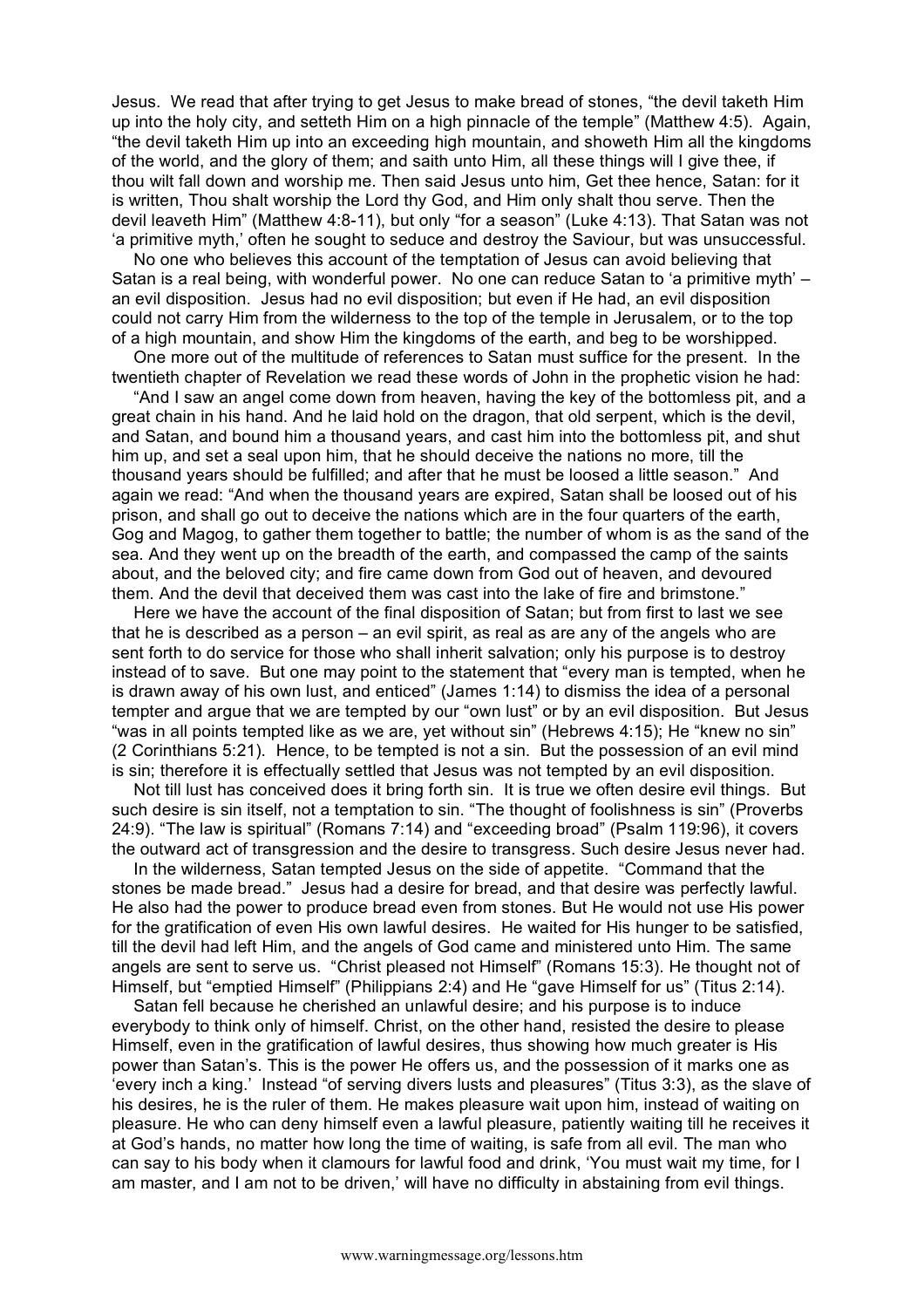Jesus. We read that after trying to get Jesus to make bread of stones, "the devil taketh Him up into the holy city, and setteth Him on a high pinnacle of the temple" (Matthew 4:5). Again, "the devil taketh Him up into an exceeding high mountain, and showeth Him all the kingdoms of the world, and the glory of them; and saith unto Him, all these things will I give thee, if thou wilt fall down and worship me. Then said Jesus unto him, Get thee hence, Satan: for it is written, Thou shalt worship the Lord thy God, and Him only shalt thou serve. Then the devil leaveth Him" (Matthew 4:8-11), but only "for a season" (Luke 4:13). That Satan was not 'a primitive myth,' often he sought to seduce and destroy the Saviour, but was unsuccessful.

No one who believes this account of the temptation of Jesus can avoid believing that Satan is a real being, with wonderful power. No one can reduce Satan to 'a primitive myth' – an evil disposition. Jesus had no evil disposition; but even if He had, an evil disposition could not carry Him from the wilderness to the top of the temple in Jerusalem, or to the top of a high mountain, and show Him the kingdoms of the earth, and beg to be worshipped.

One more out of the multitude of references to Satan must suffice for the present. In the twentieth chapter of Revelation we read these words of John in the prophetic vision he had:

"And I saw an angel come down from heaven, having the key of the bottomless pit, and a great chain in his hand. And he laid hold on the dragon, that old serpent, which is the devil, and Satan, and bound him a thousand years, and cast him into the bottomless pit, and shut him up, and set a seal upon him, that he should deceive the nations no more, till the thousand years should be fulfilled; and after that he must be loosed a little season." And again we read: "And when the thousand years are expired, Satan shall be loosed out of his prison, and shall go out to deceive the nations which are in the four quarters of the earth, Gog and Magog, to gather them together to battle; the number of whom is as the sand of the sea. And they went up on the breadth of the earth, and compassed the camp of the saints about, and the beloved city; and fire came down from God out of heaven, and devoured them. And the devil that deceived them was cast into the lake of fire and brimstone."

Here we have the account of the final disposition of Satan; but from first to last we see that he is described as a person – an evil spirit, as real as are any of the angels who are sent forth to do service for those who shall inherit salvation; only his purpose is to destroy instead of to save. But one may point to the statement that "every man is tempted, when he is drawn away of his own lust, and enticed" (James 1:14) to dismiss the idea of a personal tempter and argue that we are tempted by our "own lust" or by an evil disposition. But Jesus "was in all points tempted like as we are, yet without sin" (Hebrews 4:15); He "knew no sin" (2 Corinthians 5:21). Hence, to be tempted is not a sin. But the possession of an evil mind is sin; therefore it is effectually settled that Jesus was not tempted by an evil disposition.

Not till lust has conceived does it bring forth sin. It is true we often desire evil things. But such desire is sin itself, not a temptation to sin. "The thought of foolishness is sin" (Proverbs 24:9). "The law is spiritual" (Romans 7:14) and "exceeding broad" (Psalm 119:96), it covers the outward act of transgression and the desire to transgress. Such desire Jesus never had.

In the wilderness, Satan tempted Jesus on the side of appetite. "Command that the stones be made bread." Jesus had a desire for bread, and that desire was perfectly lawful. He also had the power to produce bread even from stones. But He would not use His power for the gratification of even His own lawful desires. He waited for His hunger to be satisfied, till the devil had left Him, and the angels of God came and ministered unto Him. The same angels are sent to serve us. "Christ pleased not Himself" (Romans 15:3). He thought not of Himself, but "emptied Himself" (Philippians 2:4) and He "gave Himself for us" (Titus 2:14).

Satan fell because he cherished an unlawful desire; and his purpose is to induce everybody to think only of himself. Christ, on the other hand, resisted the desire to please Himself, even in the gratification of lawful desires, thus showing how much greater is His power than Satan's. This is the power He offers us, and the possession of it marks one as 'every inch a king.' Instead "of serving divers lusts and pleasures" (Titus 3:3), as the slave of his desires, he is the ruler of them. He makes pleasure wait upon him, instead of waiting on pleasure. He who can deny himself even a lawful pleasure, patiently waiting till he receives it at God's hands, no matter how long the time of waiting, is safe from all evil. The man who can say to his body when it clamours for lawful food and drink, 'You must wait my time, for I am master, and I am not to be driven,' will have no difficulty in abstaining from evil things.